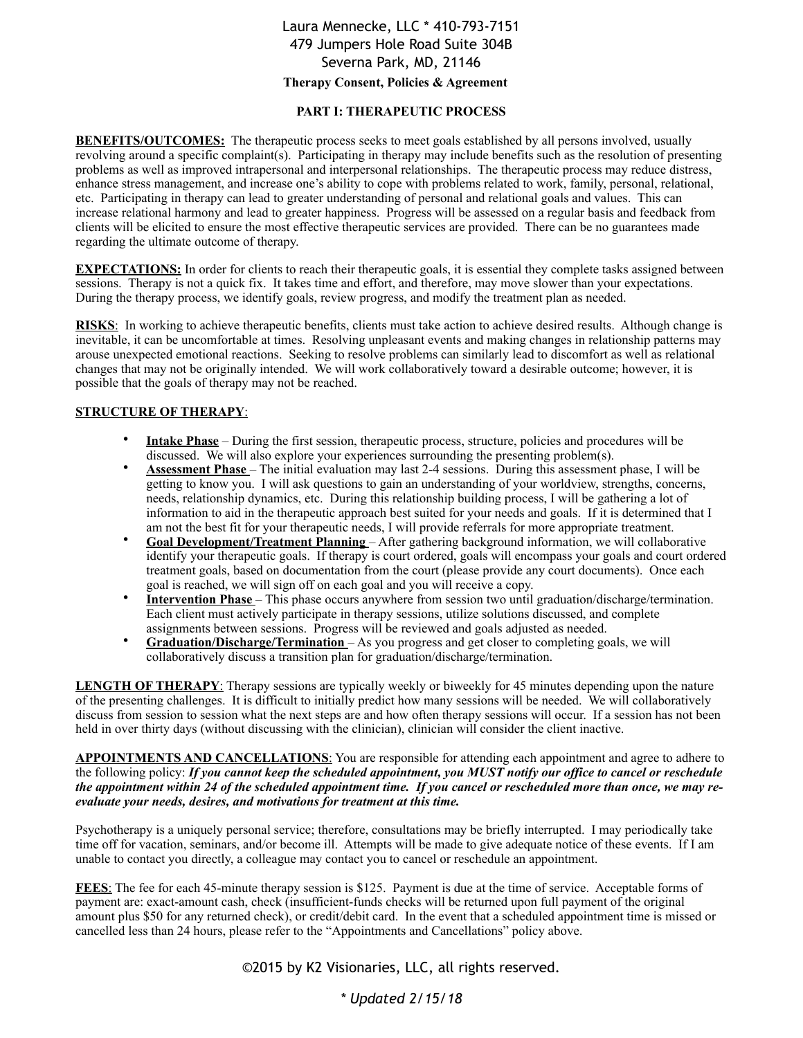Laura Mennecke, LLC * 410-793-7151
479 Jumpers Hole Road Suite 304B
Severna Park, MD, 21146

# Therapy Consent, Policies & Agreement

## PART I: THERAPEUTIC PROCESS

**BENEFITS/OUTCOMES:** The therapeutic process seeks to meet goals established by all persons involved, usually revolving around a specific complaint(s). Participating in therapy may include benefits such as the resolution of presenting problems as well as improved intrapersonal and interpersonal relationships. The therapeutic process may reduce distress, enhance stress management, and increase one's ability to cope with problems related to work, family, personal, relational, etc. Participating in therapy can lead to greater understanding of personal and relational goals and values. This can increase relational harmony and lead to greater happiness. Progress will be assessed on a regular basis and feedback from clients will be elicited to ensure the most effective therapeutic services are provided. There can be no guarantees made regarding the ultimate outcome of therapy.

**EXPECTATIONS:** In order for clients to reach their therapeutic goals, it is essential they complete tasks assigned between sessions. Therapy is not a quick fix. It takes time and effort, and therefore, may move slower than your expectations. During the therapy process, we identify goals, review progress, and modify the treatment plan as needed.

**RISKS**: In working to achieve therapeutic benefits, clients must take action to achieve desired results. Although change is inevitable, it can be uncomfortable at times. Resolving unpleasant events and making changes in relationship patterns may arouse unexpected emotional reactions. Seeking to resolve problems can similarly lead to discomfort as well as relational changes that may not be originally intended. We will work collaboratively toward a desirable outcome; however, it is possible that the goals of therapy may not be reached.

**STRUCTURE OF THERAPY**:

- **Intake Phase** – During the first session, therapeutic process, structure, policies and procedures will be discussed. We will also explore your experiences surrounding the presenting problem(s).
- **Assessment Phase** – The initial evaluation may last 2-4 sessions. During this assessment phase, I will be getting to know you. I will ask questions to gain an understanding of your worldview, strengths, concerns, needs, relationship dynamics, etc. During this relationship building process, I will be gathering a lot of information to aid in the therapeutic approach best suited for your needs and goals. If it is determined that I am not the best fit for your therapeutic needs, I will provide referrals for more appropriate treatment.
- **Goal Development/Treatment Planning** – After gathering background information, we will collaborative identify your therapeutic goals. If therapy is court ordered, goals will encompass your goals and court ordered treatment goals, based on documentation from the court (please provide any court documents). Once each goal is reached, we will sign off on each goal and you will receive a copy.
- **Intervention Phase** – This phase occurs anywhere from session two until graduation/discharge/termination. Each client must actively participate in therapy sessions, utilize solutions discussed, and complete assignments between sessions. Progress will be reviewed and goals adjusted as needed.
- **Graduation/Discharge/Termination** – As you progress and get closer to completing goals, we will collaboratively discuss a transition plan for graduation/discharge/termination.

**LENGTH OF THERAPY**: Therapy sessions are typically weekly or biweekly for 45 minutes depending upon the nature of the presenting challenges. It is difficult to initially predict how many sessions will be needed. We will collaboratively discuss from session to session what the next steps are and how often therapy sessions will occur. If a session has not been held in over thirty days (without discussing with the clinician), clinician will consider the client inactive.

**APPOINTMENTS AND CANCELLATIONS**: You are responsible for attending each appointment and agree to adhere to the following policy: ***If you cannot keep the scheduled appointment, you MUST notify our office to cancel or reschedule the appointment within 24 of the scheduled appointment time. If you cancel or rescheduled more than once, we may re-evaluate your needs, desires, and motivations for treatment at this time.***

Psychotherapy is a uniquely personal service; therefore, consultations may be briefly interrupted. I may periodically take time off for vacation, seminars, and/or become ill. Attempts will be made to give adequate notice of these events. If I am unable to contact you directly, a colleague may contact you to cancel or reschedule an appointment.

**FEES**: The fee for each 45-minute therapy session is $125. Payment is due at the time of service. Acceptable forms of payment are: exact-amount cash, check (insufficient-funds checks will be returned upon full payment of the original amount plus $50 for any returned check), or credit/debit card. In the event that a scheduled appointment time is missed or cancelled less than 24 hours, please refer to the "Appointments and Cancellations" policy above.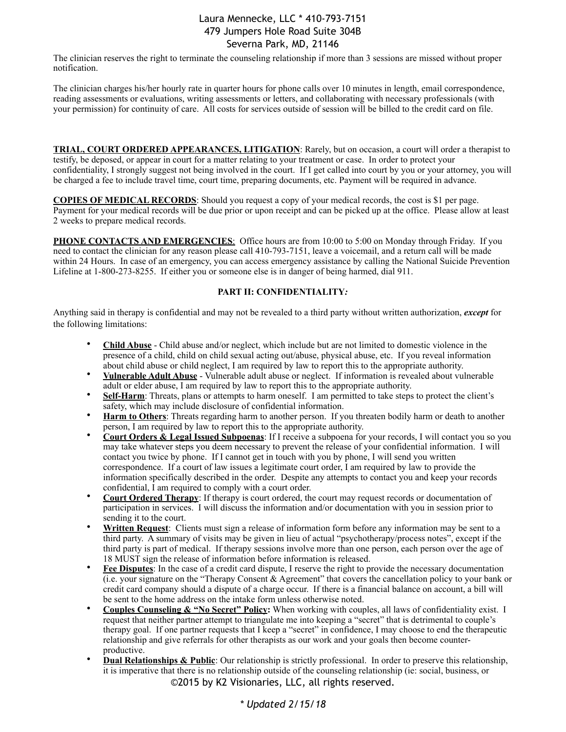The clinician reserves the right to terminate the counseling relationship if more than 3 sessions are missed without proper notification.

The clinician charges his/her hourly rate in quarter hours for phone calls over 10 minutes in length, email correspondence, reading assessments or evaluations, writing assessments or letters, and collaborating with necessary professionals (with your permission) for continuity of care. All costs for services outside of session will be billed to the credit card on file.

**TRIAL, COURT ORDERED APPEARANCES, LITIGATION**: Rarely, but on occasion, a court will order a therapist to testify, be deposed, or appear in court for a matter relating to your treatment or case. In order to protect your confidentiality, I strongly suggest not being involved in the court. If I get called into court by you or your attorney, you will be charged a fee to include travel time, court time, preparing documents, etc. Payment will be required in advance.

**COPIES OF MEDICAL RECORDS**: Should you request a copy of your medical records, the cost is $1 per page. Payment for your medical records will be due prior or upon receipt and can be picked up at the office. Please allow at least 2 weeks to prepare medical records.

**PHONE CONTACTS AND EMERGENCIES**: Office hours are from 10:00 to 5:00 on Monday through Friday. If you need to contact the clinician for any reason please call 410-793-7151, leave a voicemail, and a return call will be made within 24 Hours. In case of an emergency, you can access emergency assistance by calling the National Suicide Prevention Lifeline at 1-800-273-8255. If either you or someone else is in danger of being harmed, dial 911.

## PART II: CONFIDENTIALITY*:*

Anything said in therapy is confidential and may not be revealed to a third party without written authorization, ***except*** for the following limitations:

- **Child Abuse** - Child abuse and/or neglect, which include but are not limited to domestic violence in the presence of a child, child on child sexual acting out/abuse, physical abuse, etc. If you reveal information about child abuse or child neglect, I am required by law to report this to the appropriate authority.
- **Vulnerable Adult Abuse** - Vulnerable adult abuse or neglect. If information is revealed about vulnerable adult or elder abuse, I am required by law to report this to the appropriate authority.
- **Self-Harm**: Threats, plans or attempts to harm oneself. I am permitted to take steps to protect the client's safety, which may include disclosure of confidential information.
- **Harm to Others**: Threats regarding harm to another person. If you threaten bodily harm or death to another person, I am required by law to report this to the appropriate authority.
- **Court Orders & Legal Issued Subpoenas**: If I receive a subpoena for your records, I will contact you so you may take whatever steps you deem necessary to prevent the release of your confidential information. I will contact you twice by phone. If I cannot get in touch with you by phone, I will send you written correspondence. If a court of law issues a legitimate court order, I am required by law to provide the information specifically described in the order. Despite any attempts to contact you and keep your records confidential, I am required to comply with a court order.
- **Court Ordered Therapy**: If therapy is court ordered, the court may request records or documentation of participation in services. I will discuss the information and/or documentation with you in session prior to sending it to the court.
- **Written Request**: Clients must sign a release of information form before any information may be sent to a third party. A summary of visits may be given in lieu of actual "psychotherapy/process notes", except if the third party is part of medical. If therapy sessions involve more than one person, each person over the age of 18 MUST sign the release of information before information is released.
- **Fee Disputes**: In the case of a credit card dispute, I reserve the right to provide the necessary documentation (i.e. your signature on the "Therapy Consent & Agreement" that covers the cancellation policy to your bank or credit card company should a dispute of a charge occur. If there is a financial balance on account, a bill will be sent to the home address on the intake form unless otherwise noted.
- **Couples Counseling & "No Secret" Policy:** When working with couples, all laws of confidentiality exist. I request that neither partner attempt to triangulate me into keeping a "secret" that is detrimental to couple's therapy goal. If one partner requests that I keep a "secret" in confidence, I may choose to end the therapeutic relationship and give referrals for other therapists as our work and your goals then become counter-productive.
- **Dual Relationships & Public**: Our relationship is strictly professional. In order to preserve this relationship, it is imperative that there is no relationship outside of the counseling relationship (ie: social, business, or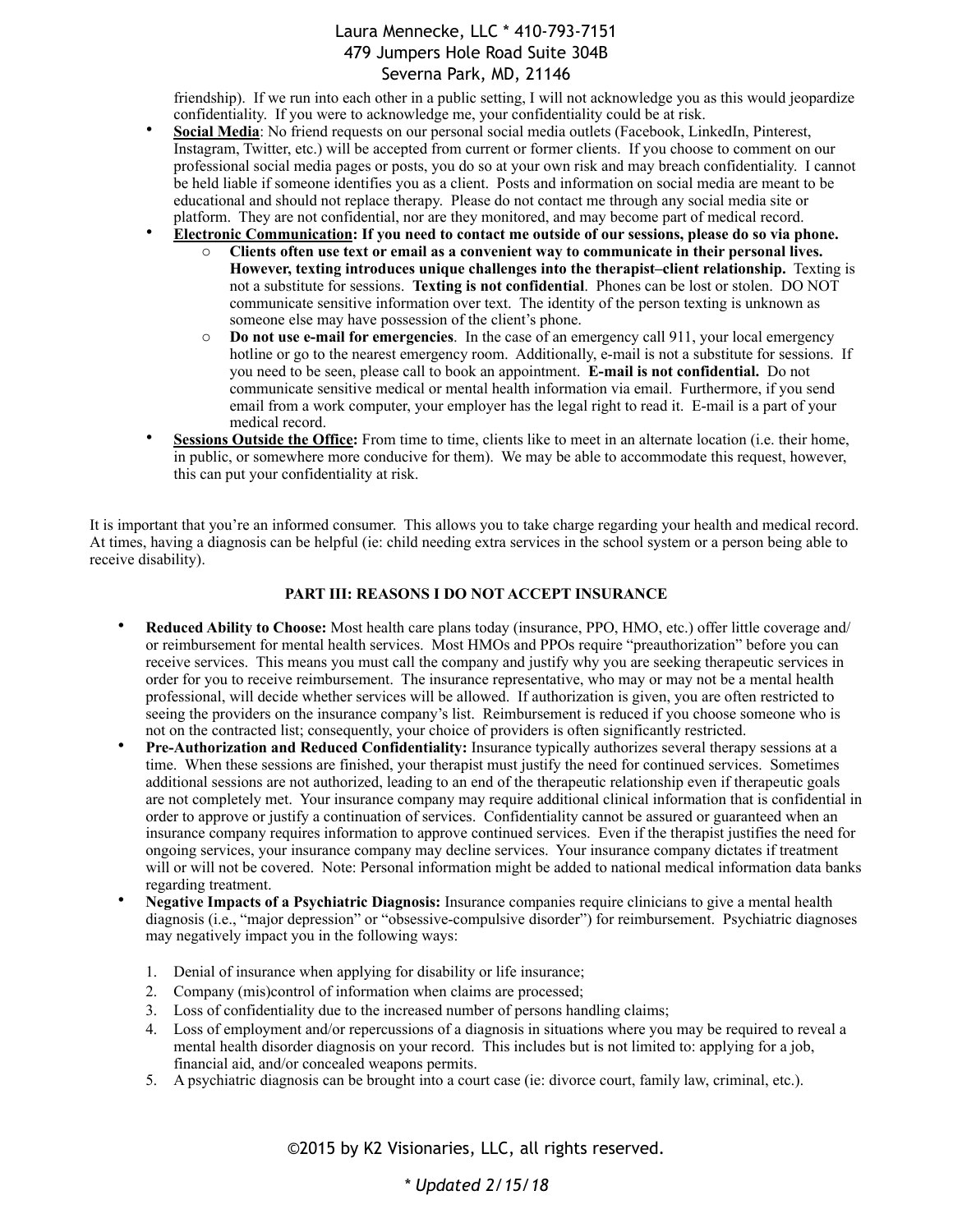friendship). If we run into each other in a public setting, I will not acknowledge you as this would jeopardize confidentiality. If you were to acknowledge me, your confidentiality could be at risk.

- **Social Media**: No friend requests on our personal social media outlets (Facebook, LinkedIn, Pinterest, Instagram, Twitter, etc.) will be accepted from current or former clients. If you choose to comment on our professional social media pages or posts, you do so at your own risk and may breach confidentiality. I cannot be held liable if someone identifies you as a client. Posts and information on social media are meant to be educational and should not replace therapy. Please do not contact me through any social media site or platform. They are not confidential, nor are they monitored, and may become part of medical record.
- **Electronic Communication: If you need to contact me outside of our sessions, please do so via phone.**
  - **Clients often use text or email as a convenient way to communicate in their personal lives. However, texting introduces unique challenges into the therapist–client relationship.** Texting is not a substitute for sessions. **Texting is not confidential**. Phones can be lost or stolen. DO NOT communicate sensitive information over text. The identity of the person texting is unknown as someone else may have possession of the client's phone.
  - **Do not use e-mail for emergencies**. In the case of an emergency call 911, your local emergency hotline or go to the nearest emergency room. Additionally, e-mail is not a substitute for sessions. If you need to be seen, please call to book an appointment. **E-mail is not confidential.** Do not communicate sensitive medical or mental health information via email. Furthermore, if you send email from a work computer, your employer has the legal right to read it. E-mail is a part of your medical record.
- **Sessions Outside the Office:** From time to time, clients like to meet in an alternate location (i.e. their home, in public, or somewhere more conducive for them). We may be able to accommodate this request, however, this can put your confidentiality at risk.

It is important that you're an informed consumer. This allows you to take charge regarding your health and medical record. At times, having a diagnosis can be helpful (ie: child needing extra services in the school system or a person being able to receive disability).

## PART III: REASONS I DO NOT ACCEPT INSURANCE

- **Reduced Ability to Choose:** Most health care plans today (insurance, PPO, HMO, etc.) offer little coverage and/or reimbursement for mental health services. Most HMOs and PPOs require "preauthorization" before you can receive services. This means you must call the company and justify why you are seeking therapeutic services in order for you to receive reimbursement. The insurance representative, who may or may not be a mental health professional, will decide whether services will be allowed. If authorization is given, you are often restricted to seeing the providers on the insurance company's list. Reimbursement is reduced if you choose someone who is not on the contracted list; consequently, your choice of providers is often significantly restricted.
- **Pre-Authorization and Reduced Confidentiality:** Insurance typically authorizes several therapy sessions at a time. When these sessions are finished, your therapist must justify the need for continued services. Sometimes additional sessions are not authorized, leading to an end of the therapeutic relationship even if therapeutic goals are not completely met. Your insurance company may require additional clinical information that is confidential in order to approve or justify a continuation of services. Confidentiality cannot be assured or guaranteed when an insurance company requires information to approve continued services. Even if the therapist justifies the need for ongoing services, your insurance company may decline services. Your insurance company dictates if treatment will or will not be covered. Note: Personal information might be added to national medical information data banks regarding treatment.
- **Negative Impacts of a Psychiatric Diagnosis:** Insurance companies require clinicians to give a mental health diagnosis (i.e., "major depression" or "obsessive-compulsive disorder") for reimbursement. Psychiatric diagnoses may negatively impact you in the following ways:

  1. Denial of insurance when applying for disability or life insurance;
  2. Company (mis)control of information when claims are processed;
  3. Loss of confidentiality due to the increased number of persons handling claims;
  4. Loss of employment and/or repercussions of a diagnosis in situations where you may be required to reveal a mental health disorder diagnosis on your record. This includes but is not limited to: applying for a job, financial aid, and/or concealed weapons permits.
  5. A psychiatric diagnosis can be brought into a court case (ie: divorce court, family law, criminal, etc.).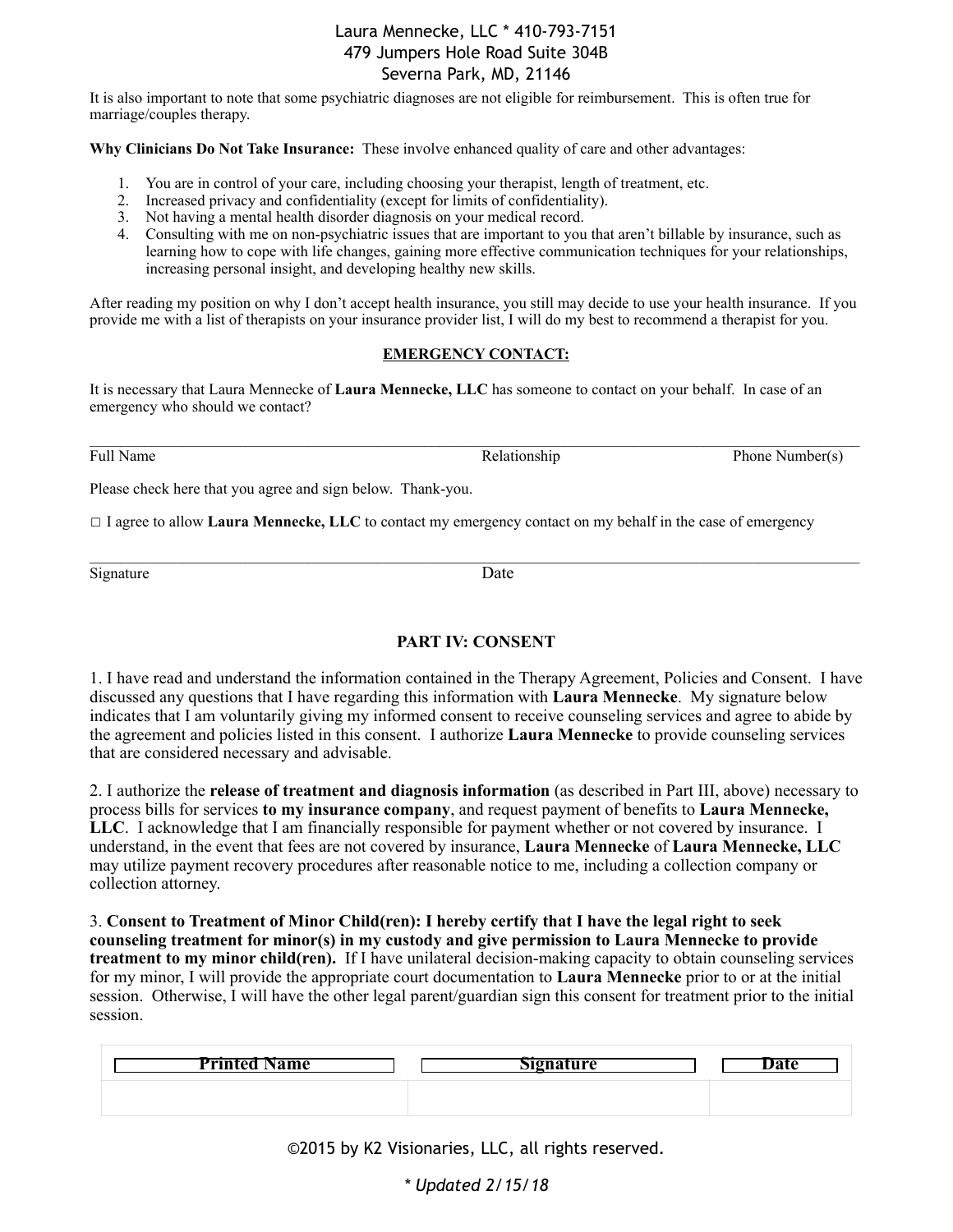It is also important to note that some psychiatric diagnoses are not eligible for reimbursement. This is often true for marriage/couples therapy.

**Why Clinicians Do Not Take Insurance:** These involve enhanced quality of care and other advantages:

1. You are in control of your care, including choosing your therapist, length of treatment, etc.
2. Increased privacy and confidentiality (except for limits of confidentiality).
3. Not having a mental health disorder diagnosis on your medical record.
4. Consulting with me on non-psychiatric issues that are important to you that aren't billable by insurance, such as learning how to cope with life changes, gaining more effective communication techniques for your relationships, increasing personal insight, and developing healthy new skills.

After reading my position on why I don't accept health insurance, you still may decide to use your health insurance. If you provide me with a list of therapists on your insurance provider list, I will do my best to recommend a therapist for you.

**EMERGENCY CONTACT:**

It is necessary that Laura Mennecke of **Laura Mennecke, LLC** has someone to contact on your behalf. In case of an emergency who should we contact?

_______________________________________________________________________________

Full Name                                        Relationship                                        Phone Number(s)

Please check here that you agree and sign below. Thank-you.

□ I agree to allow **Laura Mennecke, LLC** to contact my emergency contact on my behalf in the case of emergency

_______________________________________________________________________________

Signature                                        Date

## PART IV: CONSENT

1. I have read and understand the information contained in the Therapy Agreement, Policies and Consent. I have discussed any questions that I have regarding this information with **Laura Mennecke**. My signature below indicates that I am voluntarily giving my informed consent to receive counseling services and agree to abide by the agreement and policies listed in this consent. I authorize **Laura Mennecke** to provide counseling services that are considered necessary and advisable.

2. I authorize the **release of treatment and diagnosis information** (as described in Part III, above) necessary to process bills for services **to my insurance company**, and request payment of benefits to **Laura Mennecke, LLC**. I acknowledge that I am financially responsible for payment whether or not covered by insurance. I understand, in the event that fees are not covered by insurance, **Laura Mennecke** of **Laura Mennecke, LLC** may utilize payment recovery procedures after reasonable notice to me, including a collection company or collection attorney.

3. **Consent to Treatment of Minor Child(ren): I hereby certify that I have the legal right to seek counseling treatment for minor(s) in my custody and give permission to Laura Mennecke to provide treatment to my minor child(ren).** If I have unilateral decision-making capacity to obtain counseling services for my minor, I will provide the appropriate court documentation to **Laura Mennecke** prior to or at the initial session. Otherwise, I will have the other legal parent/guardian sign this consent for treatment prior to the initial session.

| Printed Name | Signature | Date |
| --- | --- | --- |
| | | |

©2015 by K2 Visionaries, LLC, all rights reserved.

*\* Updated 2/15/18*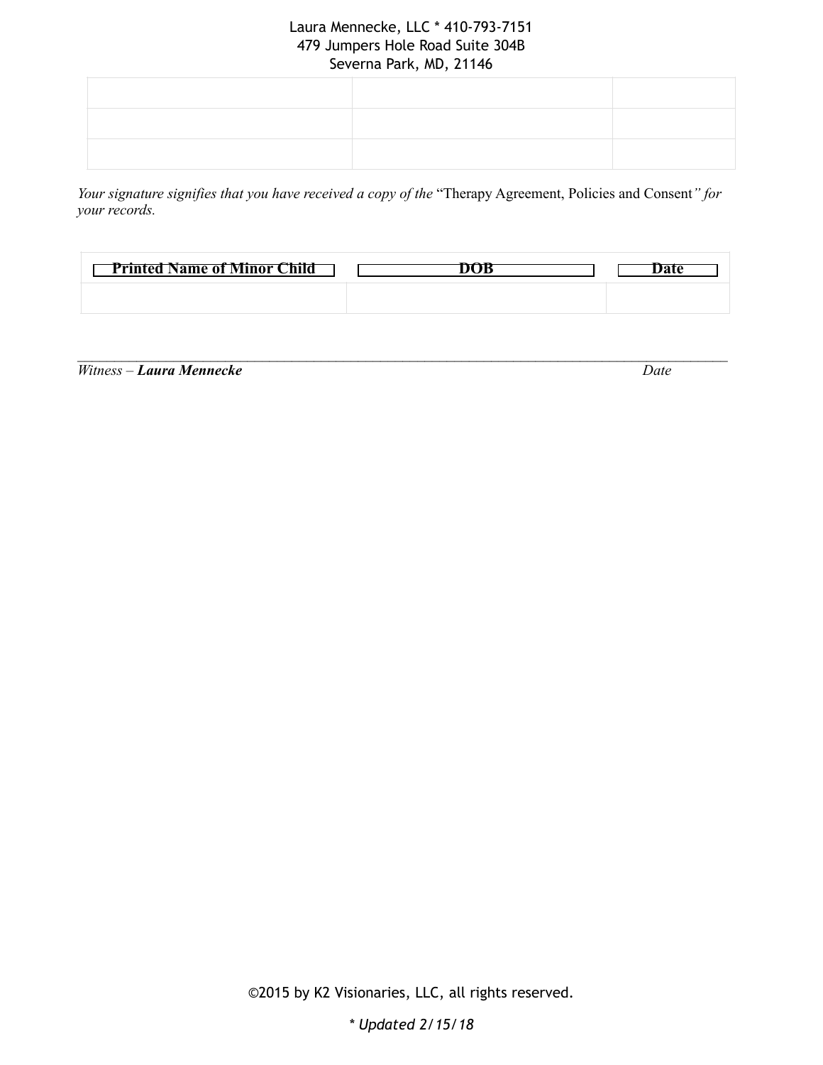Laura Mennecke, LLC * 410-793-7151
479 Jumpers Hole Road Suite 304B
Severna Park, MD, 21146

| | | |
|---|---|---|
| | | |
| | | |
| | | |

*Your signature signifies that you have received a copy of the* "Therapy Agreement, Policies and Consent*" for your records.*

| **Printed Name of Minor Child** | **DOB** | **Date** |
|---|---|---|
| | | |

______________________________________________________________________________

*Witness –* ***Laura Mennecke*** *Date*

©2015 by K2 Visionaries, LLC, all rights reserved.

*\* Updated 2/15/18*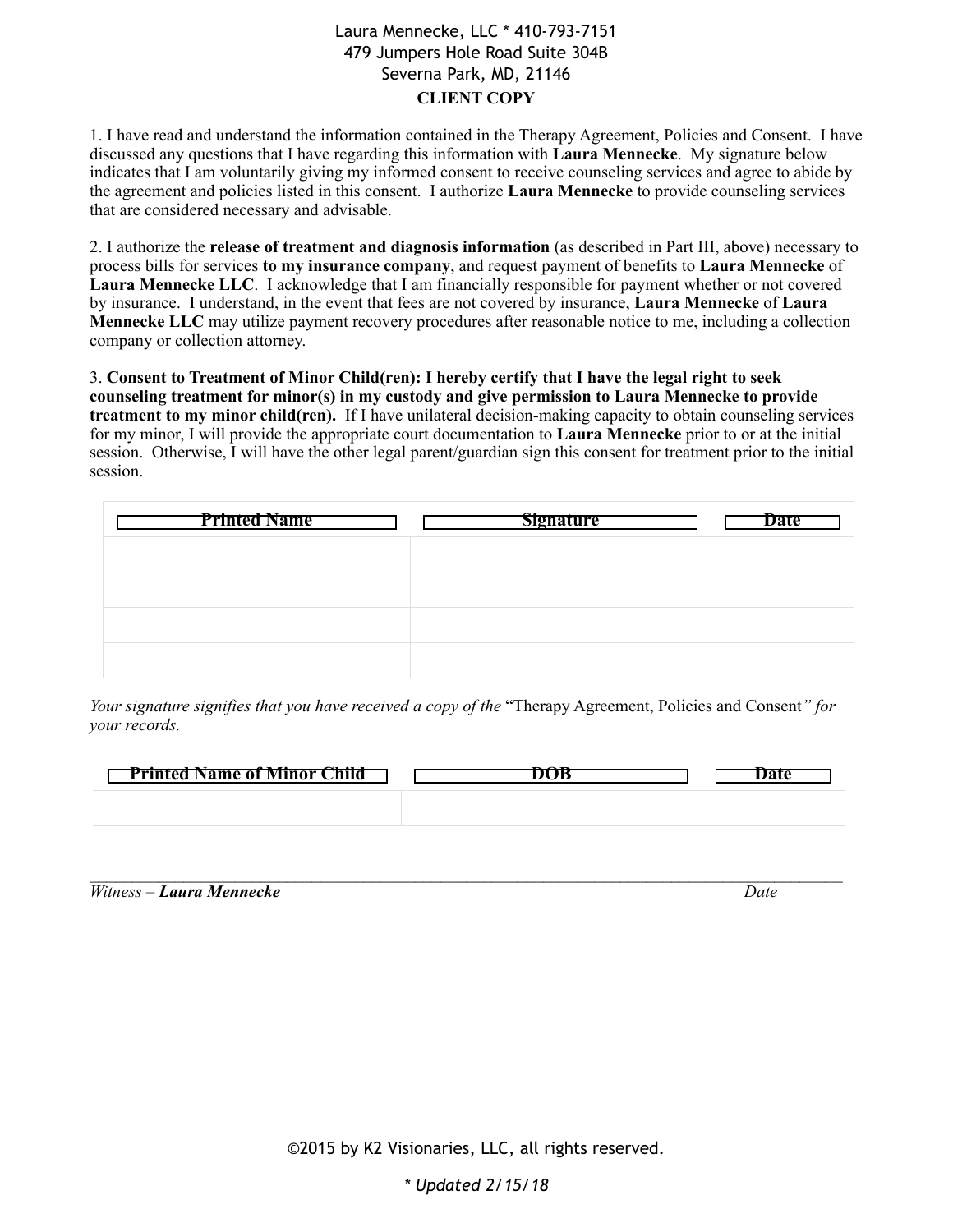Laura Mennecke, LLC * 410-793-7151
479 Jumpers Hole Road Suite 304B
Severna Park, MD, 21146

**CLIENT COPY**

1. I have read and understand the information contained in the Therapy Agreement, Policies and Consent. I have discussed any questions that I have regarding this information with **Laura Mennecke**. My signature below indicates that I am voluntarily giving my informed consent to receive counseling services and agree to abide by the agreement and policies listed in this consent. I authorize **Laura Mennecke** to provide counseling services that are considered necessary and advisable.

2. I authorize the **release of treatment and diagnosis information** (as described in Part III, above) necessary to process bills for services **to my insurance company**, and request payment of benefits to **Laura Mennecke** of **Laura Mennecke LLC**. I acknowledge that I am financially responsible for payment whether or not covered by insurance. I understand, in the event that fees are not covered by insurance, **Laura Mennecke** of **Laura Mennecke LLC** may utilize payment recovery procedures after reasonable notice to me, including a collection company or collection attorney.

3. **Consent to Treatment of Minor Child(ren): I hereby certify that I have the legal right to seek counseling treatment for minor(s) in my custody and give permission to Laura Mennecke to provide treatment to my minor child(ren).** If I have unilateral decision-making capacity to obtain counseling services for my minor, I will provide the appropriate court documentation to **Laura Mennecke** prior to or at the initial session. Otherwise, I will have the other legal parent/guardian sign this consent for treatment prior to the initial session.

| Printed Name | Signature | Date |
|---|---|---|
| | | |
| | | |
| | | |
| | | |

*Your signature signifies that you have received a copy of the* "Therapy Agreement, Policies and Consent*" for your records.*

| Printed Name of Minor Child | DOB | Date |
|---|---|---|
| | | |

_______________________________________________________________________________

*Witness – **Laura Mennecke*** *Date*

©2015 by K2 Visionaries, LLC, all rights reserved.

*\* Updated 2/15/18*